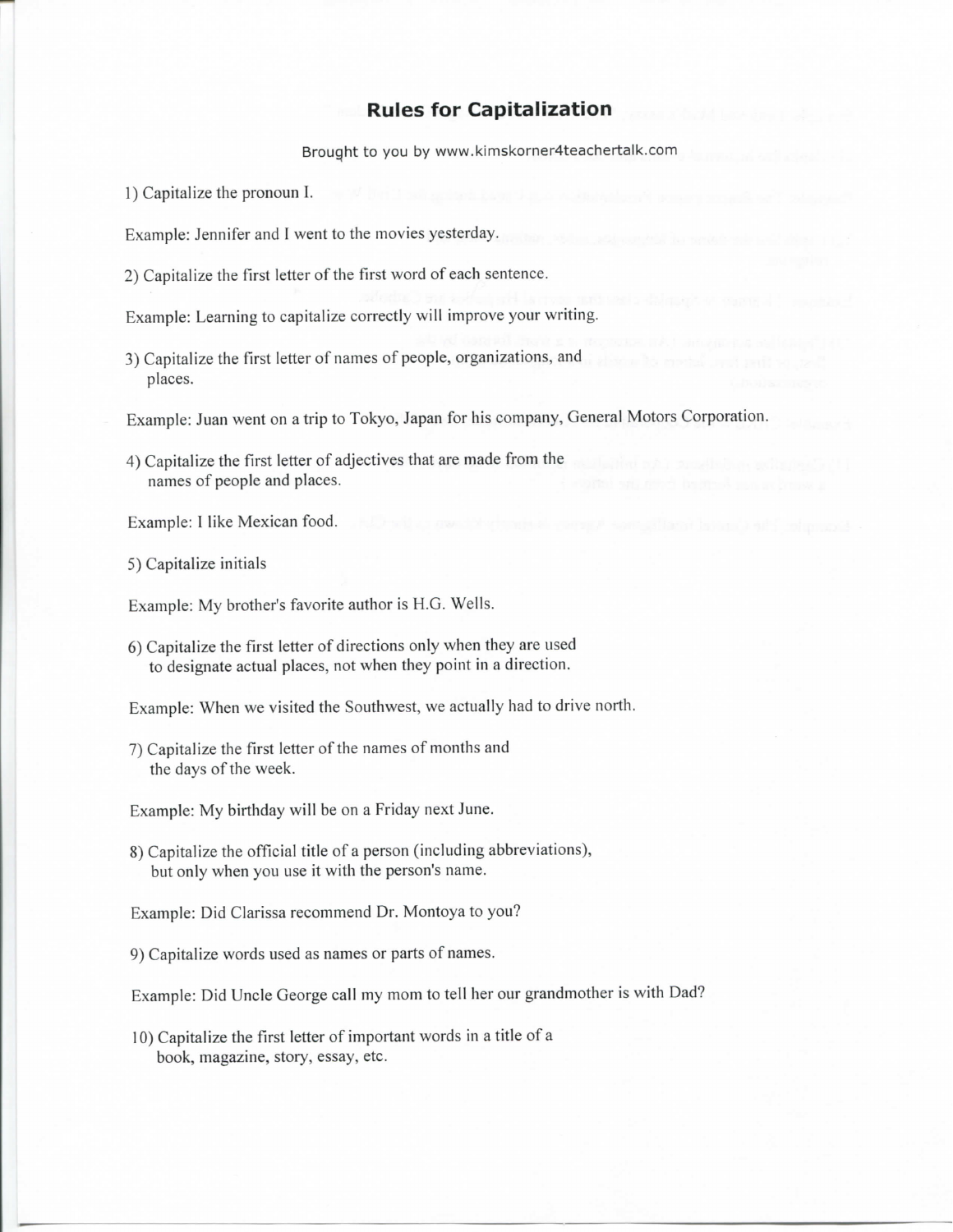# Rules for Capitalization

Brought to you by www.kimskorner4teachertalk.com

1) Capitalize the pronoun I.

Example: Jennifer and I went to the movies yesterday.

2) Capitalize the first letter of the first word of each sentence.

Example: Learning to capitalize correctly will improve your writing.

3) Capitalize the first letter of names of people, organizations, and places.

Example: Juan went on a trip to Tokyo, Japan for his company, General Motors Corporation.

4) Capitalize the first letter of adjectives that are made from the names of people and places.

Example: I like Mexican food.

5) Capitalize initials

Example: My brother's favorite author is H.G. Wells.

6) Capitalize the first letter of directions only when they are used to designate actual places, not when they point in a direction.

Example: When we visited the Southwest, we actually had to drive north.

7) Capitalize the first letter of the names of months and the days of the week.

Example: My birthday will be on a Friday next June.

8) Capitalize the official title of a person (including abbreviations), but only when you use it with the person's name.

Example: Did Clarissa recommend Dr. Montoya to you?

9) Capitalize words used as names or parts of names.

Example: Did Uncle George call my mom to tell her our grandmother is with Dad?

10) Capitalize the first letter of important words in a title of a book, magazine, story, essay, etc.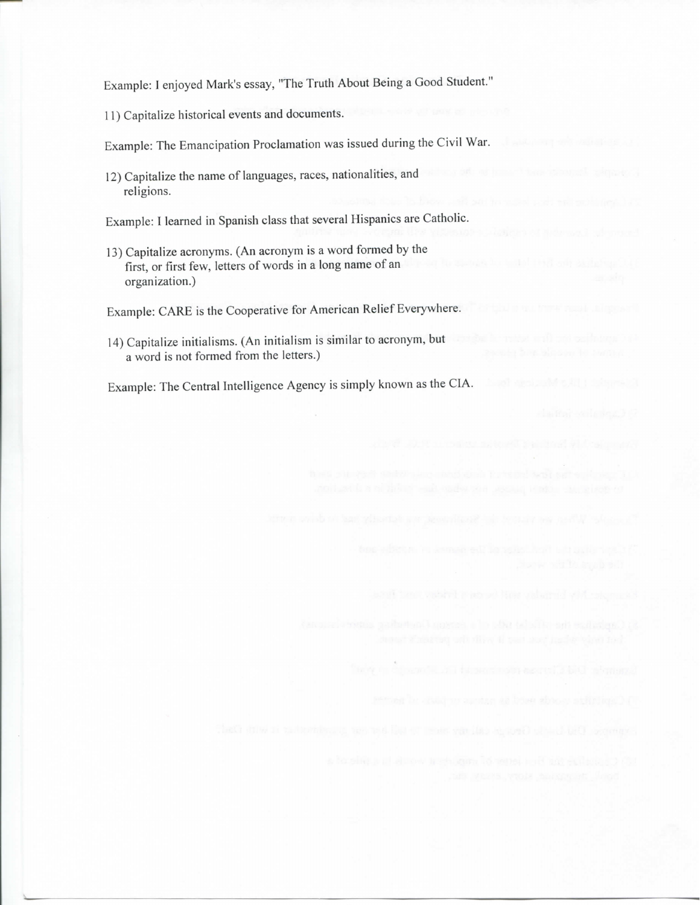Example: I enjoyed Mark's essay, "The Truth About Being a Good Student."

11) Capitalize historical events and documents.

Example: The Emancipation Proclamation was issued during the Civil War.

12) Capitalize the name of languages, races, nationalities, and religions.

Example: I learned in Spanish class that several Hispanics are Catholic.

13) Capitalize acronyms. (An acronym is a word formed by the first, or first few, letters of words in a long name of an organization.)

Example: CARE is the Cooperative for American Relief Everywhere.

14) Capitalize initialisms. (An initialism is similar to acronym, but a word is not formed from the letters.)

Example: The Central Intelligence Agency is simply known as the CIA.